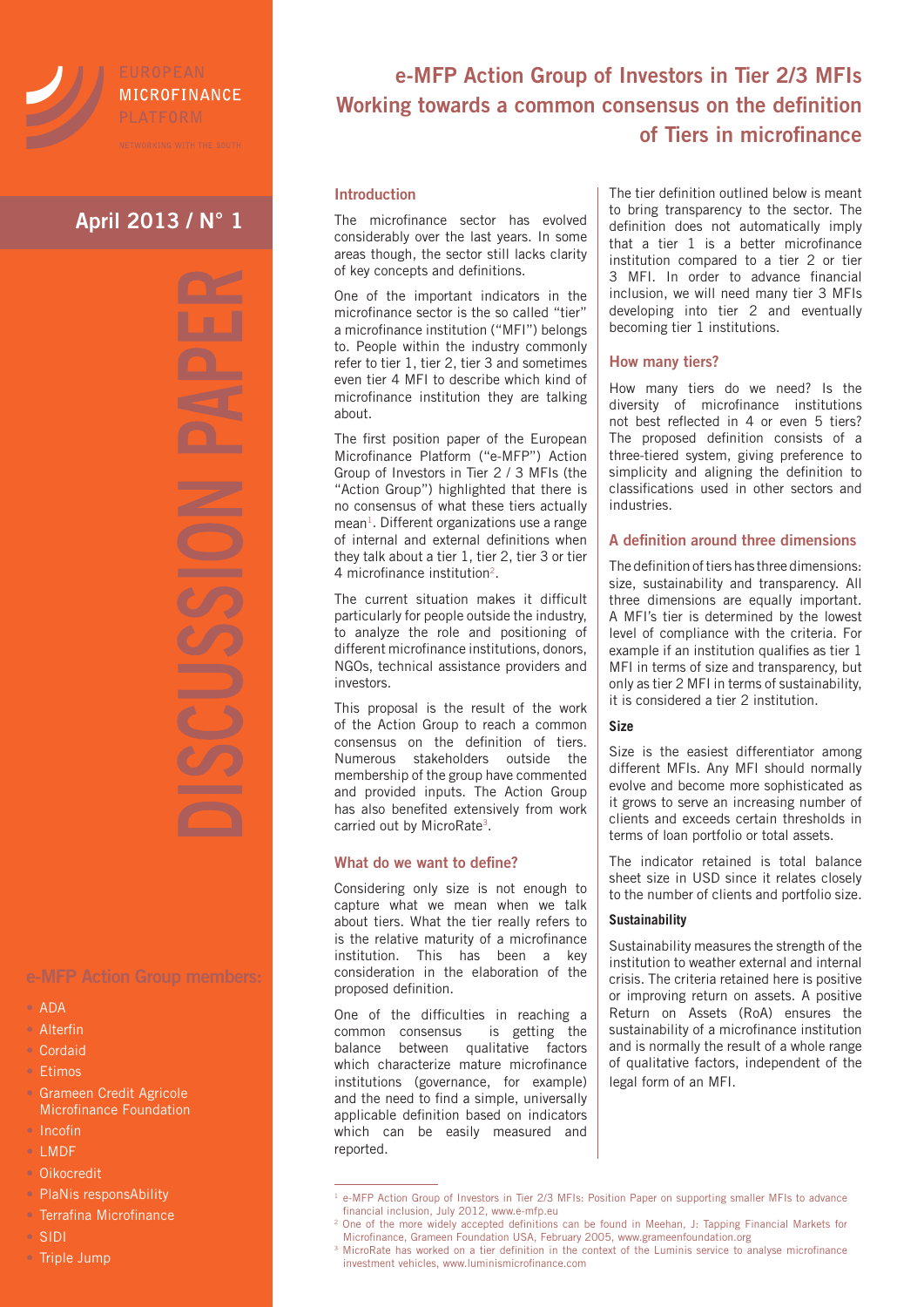EUROPEAN MICROFINANCE PLATFORM

NETWORKING WITH THE SOUTH

**April 2013 / N° 1**

DISCUSSION PAPER

# e-MFP Action Group of Investors in Tier 2/3 MFIs Working towards a common consensus on the definition of Tiers in microfinance

## Introduction

The microfinance sector has evolved considerably over the last years. In some areas though, the sector still lacks clarity of key concepts and definitions.

One of the important indicators in the microfinance sector is the so called "tier" a microfinance institution ("MFI") belongs to. People within the industry commonly refer to tier 1, tier 2, tier 3 and sometimes even tier 4 MFI to describe which kind of microfinance institution they are talking about.

The first position paper of the European Microfinance Platform ("e-MFP") Action Group of Investors in Tier 2 / 3 MFIs (the "Action Group") highlighted that there is no consensus of what these tiers actually mean[1]. Different organizations use a range of internal and external definitions when they talk about a tier 1, tier 2, tier 3 or tier 4 microfinance institution[2].

The current situation makes it difficult particularly for people outside the industry, to analyze the role and positioning of different microfinance institutions, donors, NGOs, technical assistance providers and investors.

This proposal is the result of the work of the Action Group to reach a common consensus on the definition of tiers. Numerous stakeholders outside the membership of the group have commented and provided inputs. The Action Group has also benefited extensively from work carried out by MicroRate[3].

## What do we want to define?

Considering only size is not enough to capture what we mean when we talk about tiers. What the tier really refers to is the relative maturity of a microfinance institution. This has been a key consideration in the elaboration of the proposed definition.

One of the difficulties in reaching a common consensus is getting the balance between qualitative factors which characterize mature microfinance institutions (governance, for example) and the need to find a simple, universally applicable definition based on indicators which can be easily measured and reported.

The tier definition outlined below is meant to bring transparency to the sector. The definition does not automatically imply that a tier 1 is a better microfinance institution compared to a tier 2 or tier 3 MFI. In order to advance financial inclusion, we will need many tier 3 MFIs developing into tier 2 and eventually becoming tier 1 institutions.

## How many tiers?

How many tiers do we need? Is the diversity of microfinance institutions not best reflected in 4 or even 5 tiers? The proposed definition consists of a three-tiered system, giving preference to simplicity and aligning the definition to classifications used in other sectors and industries.

## A definition around three dimensions

The definition of tiers has three dimensions: size, sustainability and transparency. All three dimensions are equally important. A MFI's tier is determined by the lowest level of compliance with the criteria. For example if an institution qualifies as tier 1 MFI in terms of size and transparency, but only as tier 2 MFI in terms of sustainability, it is considered a tier 2 institution.

### Size

Size is the easiest differentiator among different MFIs. Any MFI should normally evolve and become more sophisticated as it grows to serve an increasing number of clients and exceeds certain thresholds in terms of loan portfolio or total assets.

The indicator retained is total balance sheet size in USD since it relates closely to the number of clients and portfolio size.

### Sustainability

Sustainability measures the strength of the institution to weather external and internal crisis. The criteria retained here is positive or improving return on assets. A positive Return on Assets (RoA) ensures the sustainability of a microfinance institution and is normally the result of a whole range of qualitative factors, independent of the legal form of an MFI.

**e-MFP Action Group members:**

- ADA
- Alterfin
- Cordaid
- Etimos
- Grameen Credit Agricole Microfinance Foundation
- Incofin
- LMDF
- Oikocredit
- PlaNis responsAbility
- Terrafina Microfinance
- SIDI
- Triple Jump

[1] e-MFP Action Group of Investors in Tier 2/3 MFIs: Position Paper on supporting smaller MFIs to advance financial inclusion, July 2012, www.e-mfp.eu

[2] One of the more widely accepted definitions can be found in Meehan, J: Tapping Financial Markets for Microfinance, Grameen Foundation USA, February 2005, www.grameenfoundation.org

[3] MicroRate has worked on a tier definition in the context of the Luminis service to analyse microfinance investment vehicles, www.luminismicrofinance.com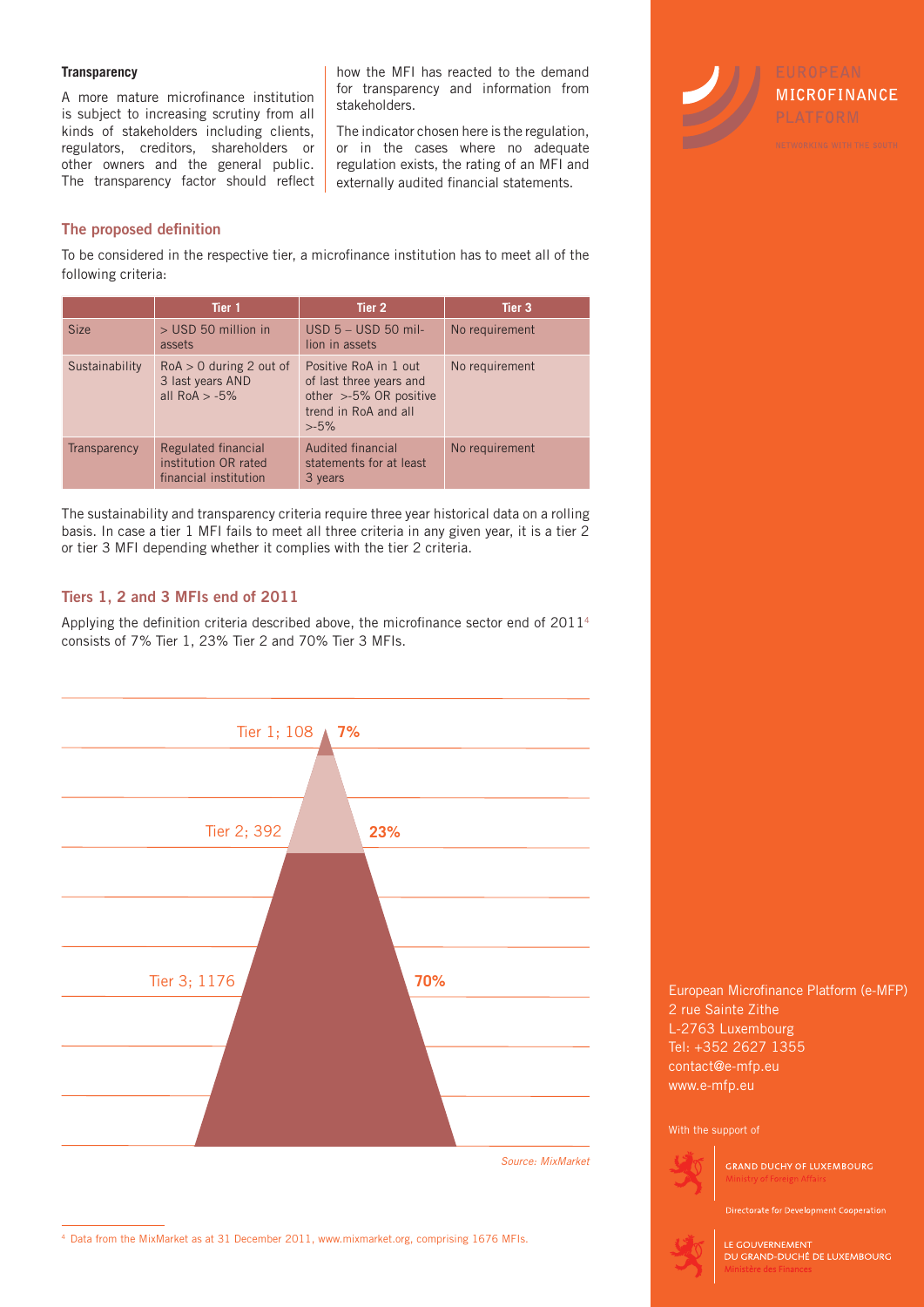**Transparency**

A more mature microfinance institution is subject to increasing scrutiny from all kinds of stakeholders including clients, regulators, creditors, shareholders or other owners and the general public. The transparency factor should reflect how the MFI has reacted to the demand for transparency and information from stakeholders.

The indicator chosen here is the regulation, or in the cases where no adequate regulation exists, the rating of an MFI and externally audited financial statements.

## The proposed definition

To be considered in the respective tier, a microfinance institution has to meet all of the following criteria:

| | Tier 1 | Tier 2 | Tier 3 |
|---|---|---|---|
| Size | > USD 50 million in assets | USD 5 – USD 50 million in assets | No requirement |
| Sustainability | RoA > 0 during 2 out of 3 last years AND all RoA > -5% | Positive RoA in 1 out of last three years and other >-5% OR positive trend in RoA and all >-5% | No requirement |
| Transparency | Regulated financial institution OR rated financial institution | Audited financial statements for at least 3 years | No requirement |

The sustainability and transparency criteria require three year historical data on a rolling basis. In case a tier 1 MFI fails to meet all three criteria in any given year, it is a tier 2 or tier 3 MFI depending whether it complies with the tier 2 criteria.

## Tiers 1, 2 and 3 MFIs end of 2011

Applying the definition criteria described above, the microfinance sector end of 2011[4] consists of 7% Tier 1, 23% Tier 2 and 70% Tier 3 MFIs.

Tier 1; 108
7%
Tier 2; 392
23%
Tier 3; 1176
70%

*Source: MixMarket*

[4] Data from the MixMarket as at 31 December 2011, www.mixmarket.org, comprising 1676 MFIs.

EUROPEAN MICROFINANCE PLATFORM
NETWORKING WITH THE SOUTH

European Microfinance Platform (e-MFP)
2 rue Sainte Zithe
L-2763 Luxembourg
Tel: +352 2627 1355
contact@e-mfp.eu
www.e-mfp.eu

With the support of

GRAND DUCHY OF LUXEMBOURG
Ministry of Foreign Affairs
Directorate for Development Cooperation

LE GOUVERNEMENT DU GRAND-DUCHÉ DE LUXEMBOURG
Ministère des Finances